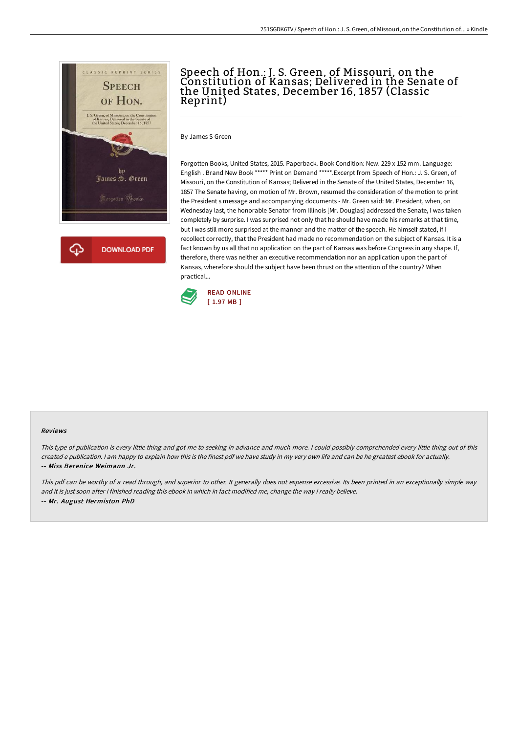# Speech of Hon.: J. S. Green, of Missouri, on the Constitution of Kansas; Delivered in the Senate of the United States, December 16, 1857 (Classic Reprint)

By James S Green

Forgotten Books, United States, 2015. Paperback. Book Condition: New. 229 x 152 mm. Language: English . Brand New Book ***** Print on Demand *****.Excerpt from Speech of Hon.: J. S. Green, of Missouri, on the Constitution of Kansas; Delivered in the Senate of the United States, December 16, 1857 The Senate having, on motion of Mr. Brown, resumed the consideration of the motion to print the President s message and accompanying documents - Mr. Green said: Mr. President, when, on Wednesday last, the honorable Senator from Illinois [Mr. Douglas] addressed the Senate, I was taken completely by surprise. I was surprised not only that he should have made his remarks at that time, but I was still more surprised at the manner and the matter of the speech. He himself stated, if I recollect correctly, that the President had made no recommendation on the subject of Kansas. It is a fact known by us all that no application on the part of Kansas was before Congress in any shape. If, therefore, there was neither an executive recommendation nor an application upon the part of Kansas, wherefore should the subject have been thrust on the attention of the country? When practical...

READ ONLINE
[ 1.97 MB ]

### Reviews

*This type of publication is every little thing and got me to seeking in advance and much more. I could possibly comprehended every little thing out of this created e publication. I am happy to explain how this is the finest pdf we have study in my very own life and can be he greatest ebook for actually.*
-- ***Miss Berenice Weimann Jr.***

*This pdf can be worthy of a read through, and superior to other. It generally does not expense excessive. Its been printed in an exceptionally simple way and it is just soon after i finished reading this ebook in which in fact modified me, change the way i really believe.*
-- ***Mr. August Hermiston PhD***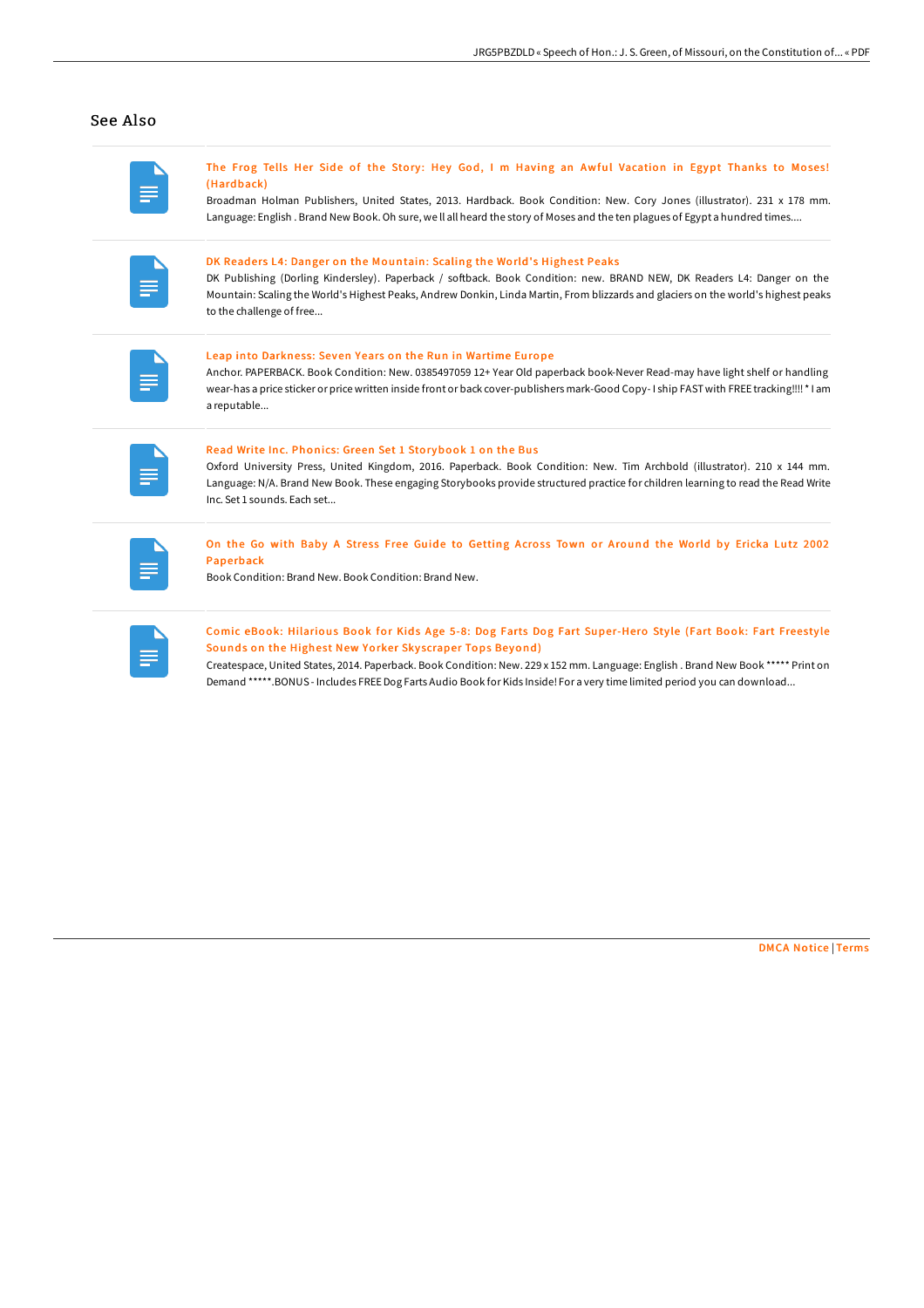## See Also

**The Frog Tells Her Side of the Story: Hey God, I m Having an Awful Vacation in Egypt Thanks to Moses! (Hardback)**

Broadman Holman Publishers, United States, 2013. Hardback. Book Condition: New. Cory Jones (illustrator). 231 x 178 mm. Language: English . Brand New Book. Oh sure, we ll all heard the story of Moses and the ten plagues of Egypt a hundred times....

**DK Readers L4: Danger on the Mountain: Scaling the World's Highest Peaks**

DK Publishing (Dorling Kindersley). Paperback / softback. Book Condition: new. BRAND NEW, DK Readers L4: Danger on the Mountain: Scaling the World's Highest Peaks, Andrew Donkin, Linda Martin, From blizzards and glaciers on the world's highest peaks to the challenge of free...

**Leap into Darkness: Seven Years on the Run in Wartime Europe**

Anchor. PAPERBACK. Book Condition: New. 0385497059 12+ Year Old paperback book-Never Read-may have light shelf or handling wear-has a price sticker or price written inside front or back cover-publishers mark-Good Copy- I ship FAST with FREE tracking!!!! * I am a reputable...

**Read Write Inc. Phonics: Green Set 1 Storybook 1 on the Bus**

Oxford University Press, United Kingdom, 2016. Paperback. Book Condition: New. Tim Archbold (illustrator). 210 x 144 mm. Language: N/A. Brand New Book. These engaging Storybooks provide structured practice for children learning to read the Read Write Inc. Set 1 sounds. Each set...

**On the Go with Baby A Stress Free Guide to Getting Across Town or Around the World by Ericka Lutz 2002 Paperback**

Book Condition: Brand New. Book Condition: Brand New.

**Comic eBook: Hilarious Book for Kids Age 5-8: Dog Farts Dog Fart Super-Hero Style (Fart Book: Fart Freestyle Sounds on the Highest New Yorker Skyscraper Tops Beyond)**

Createspace, United States, 2014. Paperback. Book Condition: New. 229 x 152 mm. Language: English . Brand New Book ***** Print on Demand *****.BONUS - Includes FREE Dog Farts Audio Book for Kids Inside! For a very time limited period you can download...